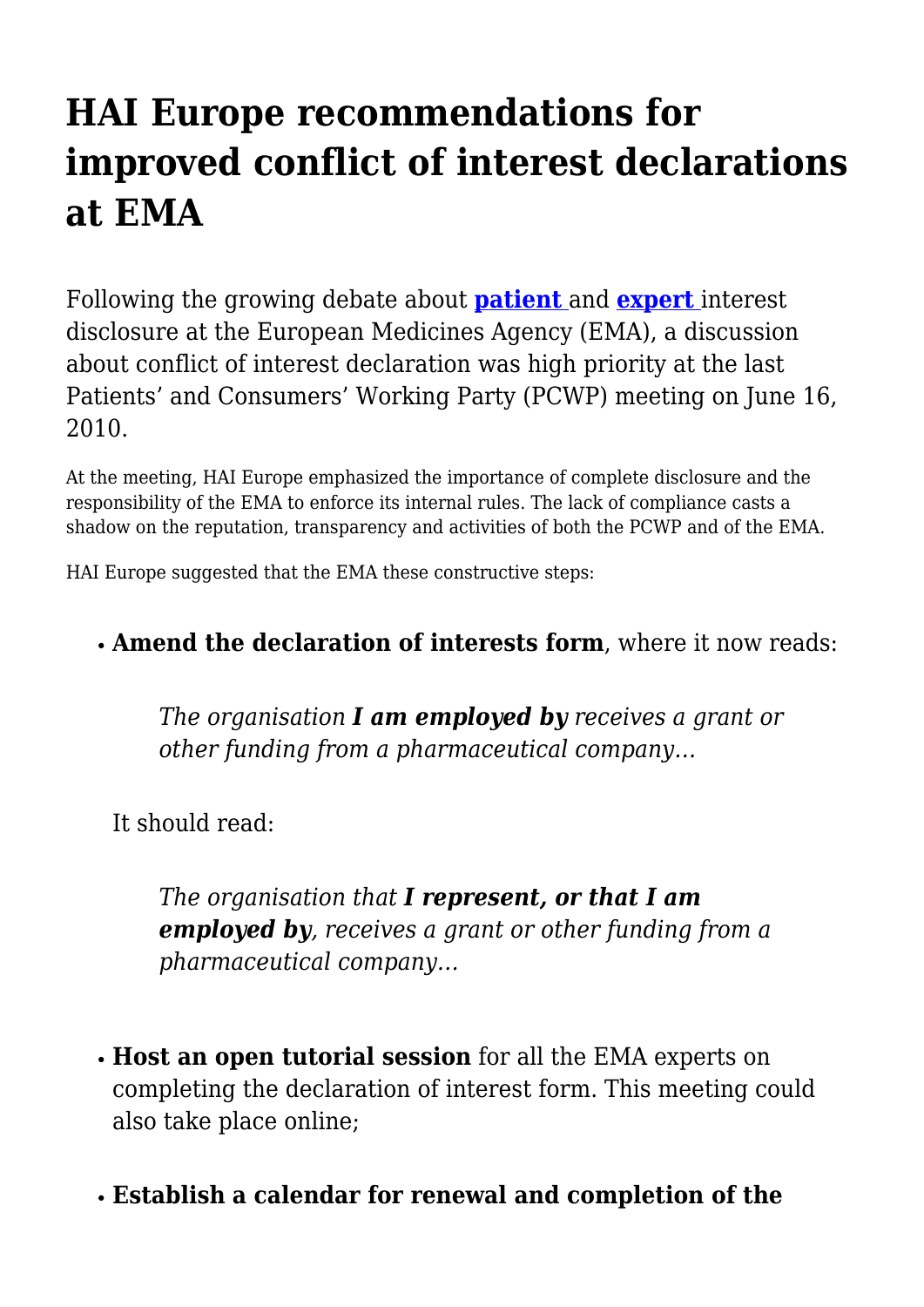# HAI Europe recommendations for improved conflict of interest declarations at EMA

Following the growing debate about **patient** and **expert** interest disclosure at the European Medicines Agency (EMA), a discussion about conflict of interest declaration was high priority at the last Patients' and Consumers' Working Party (PCWP) meeting on June 16, 2010.

At the meeting, HAI Europe emphasized the importance of complete disclosure and the responsibility of the EMA to enforce its internal rules. The lack of compliance casts a shadow on the reputation, transparency and activities of both the PCWP and of the EMA.

HAI Europe suggested that the EMA these constructive steps:

- **Amend the declaration of interests form**, where it now reads:

  > *The organisation **I am employed by** receives a grant or other funding from a pharmaceutical company…*

  It should read:

  > *The organisation that **I represent, or that I am employed by**, receives a grant or other funding from a pharmaceutical company…*

- **Host an open tutorial session** for all the EMA experts on completing the declaration of interest form. This meeting could also take place online;

- **Establish a calendar for renewal and completion of the**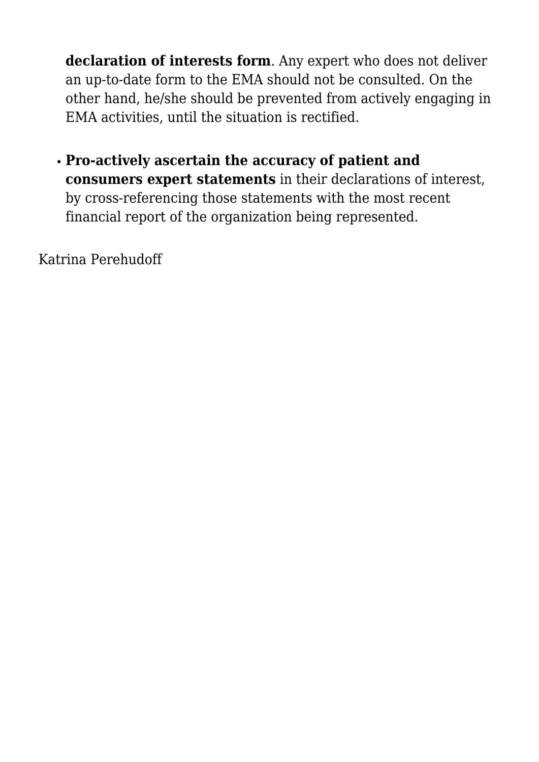**declaration of interests form**. Any expert who does not deliver an up-to-date form to the EMA should not be consulted. On the other hand, he/she should be prevented from actively engaging in EMA activities, until the situation is rectified.

- **Pro-actively ascertain the accuracy of patient and consumers expert statements** in their declarations of interest, by cross-referencing those statements with the most recent financial report of the organization being represented.

Katrina Perehudoff